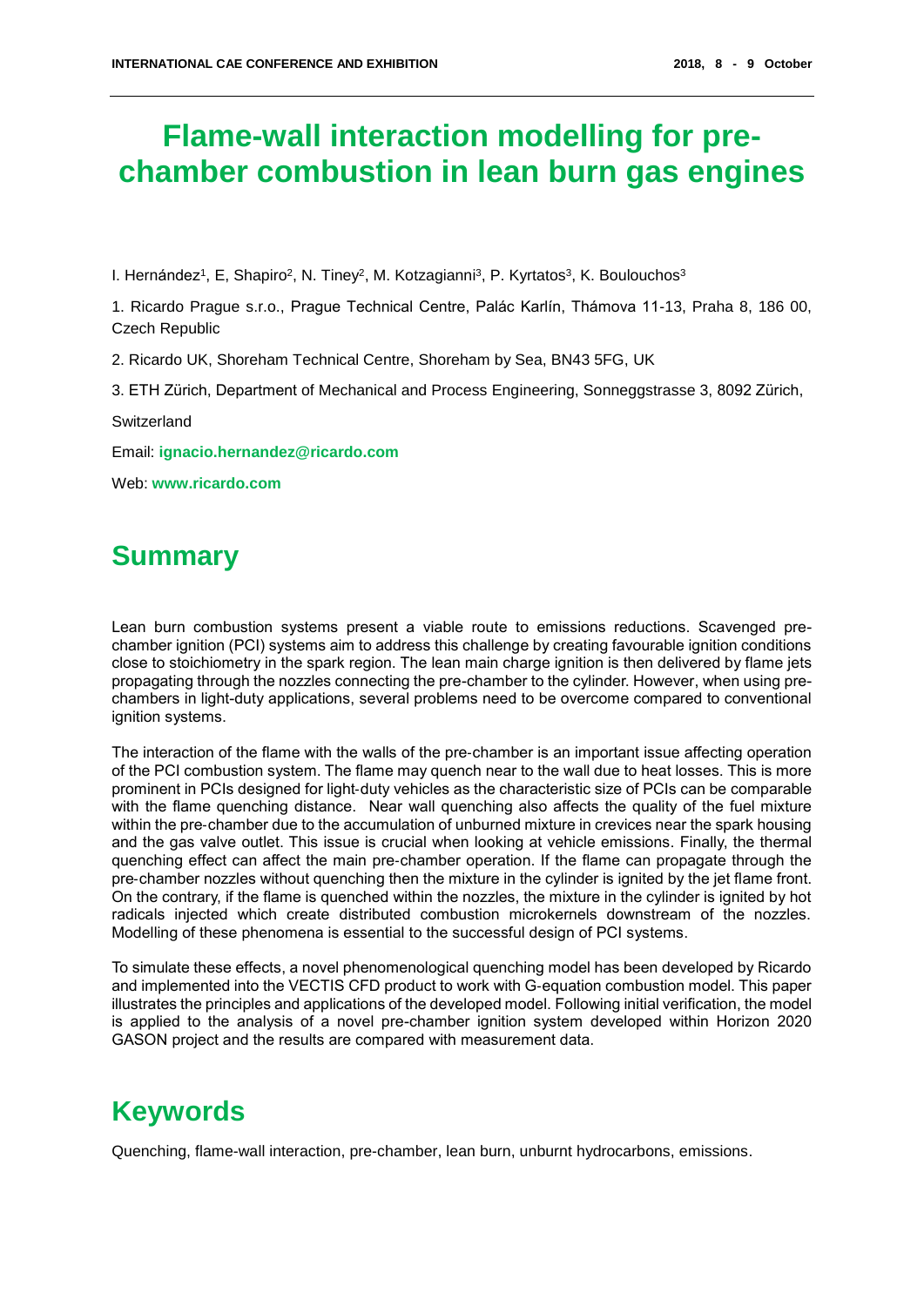# Flame-wall interaction modelling for pre-chamber combustion in lean burn gas engines

I. Hernández[1], E, Shapiro[2], N. Tiney[2], M. Kotzagianni[3], P. Kyrtatos[3], K. Boulouchos[3]

1. Ricardo Prague s.r.o., Prague Technical Centre, Palác Karlín, Thámova 11-13, Praha 8, 186 00, Czech Republic

2. Ricardo UK, Shoreham Technical Centre, Shoreham by Sea, BN43 5FG, UK

3. ETH Zürich, Department of Mechanical and Process Engineering, Sonneggstrasse 3, 8092 Zürich, Switzerland

Email: **ignacio.hernandez@ricardo.com**

Web: **www.ricardo.com**

## Summary

Lean burn combustion systems present a viable route to emissions reductions. Scavenged pre-chamber ignition (PCI) systems aim to address this challenge by creating favourable ignition conditions close to stoichiometry in the spark region. The lean main charge ignition is then delivered by flame jets propagating through the nozzles connecting the pre-chamber to the cylinder. However, when using pre-chambers in light-duty applications, several problems need to be overcome compared to conventional ignition systems.

The interaction of the flame with the walls of the pre-chamber is an important issue affecting operation of the PCI combustion system. The flame may quench near to the wall due to heat losses. This is more prominent in PCIs designed for light-duty vehicles as the characteristic size of PCIs can be comparable with the flame quenching distance. Near wall quenching also affects the quality of the fuel mixture within the pre-chamber due to the accumulation of unburned mixture in crevices near the spark housing and the gas valve outlet. This issue is crucial when looking at vehicle emissions. Finally, the thermal quenching effect can affect the main pre-chamber operation. If the flame can propagate through the pre-chamber nozzles without quenching then the mixture in the cylinder is ignited by the jet flame front. On the contrary, if the flame is quenched within the nozzles, the mixture in the cylinder is ignited by hot radicals injected which create distributed combustion microkernels downstream of the nozzles. Modelling of these phenomena is essential to the successful design of PCI systems.

To simulate these effects, a novel phenomenological quenching model has been developed by Ricardo and implemented into the VECTIS CFD product to work with G-equation combustion model. This paper illustrates the principles and applications of the developed model. Following initial verification, the model is applied to the analysis of a novel pre-chamber ignition system developed within Horizon 2020 GASON project and the results are compared with measurement data.

## Keywords

Quenching, flame-wall interaction, pre-chamber, lean burn, unburnt hydrocarbons, emissions.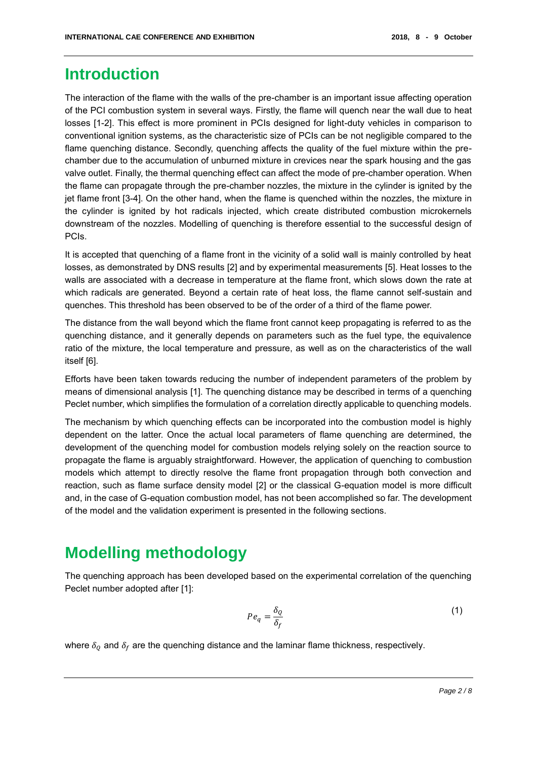# Introduction

The interaction of the flame with the walls of the pre-chamber is an important issue affecting operation of the PCI combustion system in several ways. Firstly, the flame will quench near the wall due to heat losses [1-2]. This effect is more prominent in PCIs designed for light-duty vehicles in comparison to conventional ignition systems, as the characteristic size of PCIs can be not negligible compared to the flame quenching distance. Secondly, quenching affects the quality of the fuel mixture within the pre-chamber due to the accumulation of unburned mixture in crevices near the spark housing and the gas valve outlet. Finally, the thermal quenching effect can affect the mode of pre-chamber operation. When the flame can propagate through the pre-chamber nozzles, the mixture in the cylinder is ignited by the jet flame front [3-4]. On the other hand, when the flame is quenched within the nozzles, the mixture in the cylinder is ignited by hot radicals injected, which create distributed combustion microkernels downstream of the nozzles. Modelling of quenching is therefore essential to the successful design of PCIs.

It is accepted that quenching of a flame front in the vicinity of a solid wall is mainly controlled by heat losses, as demonstrated by DNS results [2] and by experimental measurements [5]. Heat losses to the walls are associated with a decrease in temperature at the flame front, which slows down the rate at which radicals are generated. Beyond a certain rate of heat loss, the flame cannot self-sustain and quenches. This threshold has been observed to be of the order of a third of the flame power.

The distance from the wall beyond which the flame front cannot keep propagating is referred to as the quenching distance, and it generally depends on parameters such as the fuel type, the equivalence ratio of the mixture, the local temperature and pressure, as well as on the characteristics of the wall itself [6].

Efforts have been taken towards reducing the number of independent parameters of the problem by means of dimensional analysis [1]. The quenching distance may be described in terms of a quenching Peclet number, which simplifies the formulation of a correlation directly applicable to quenching models.

The mechanism by which quenching effects can be incorporated into the combustion model is highly dependent on the latter. Once the actual local parameters of flame quenching are determined, the development of the quenching model for combustion models relying solely on the reaction source to propagate the flame is arguably straightforward. However, the application of quenching to combustion models which attempt to directly resolve the flame front propagation through both convection and reaction, such as flame surface density model [2] or the classical G-equation model is more difficult and, in the case of G-equation combustion model, has not been accomplished so far. The development of the model and the validation experiment is presented in the following sections.

# Modelling methodology

The quenching approach has been developed based on the experimental correlation of the quenching Peclet number adopted after [1]:

$$Pe_q = \frac{\delta_Q}{\delta_f} \tag{1}$$

where $\delta_Q$ and $\delta_f$ are the quenching distance and the laminar flame thickness, respectively.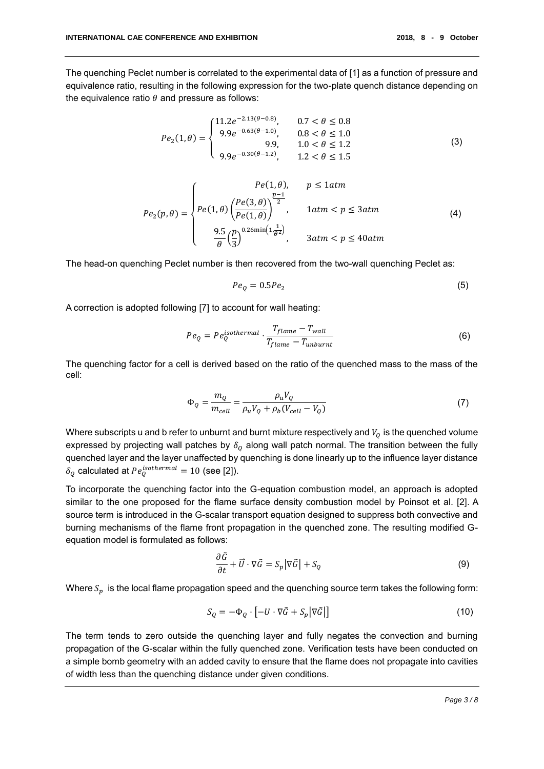The quenching Peclet number is correlated to the experimental data of [1] as a function of pressure and equivalence ratio, resulting in the following expression for the two-plate quench distance depending on the equivalence ratio $\theta$ and pressure as follows:

$$Pe_2(1,\theta) = \begin{cases} 11.2e^{-2.13(\theta-0.8)}, & 0.7 < \theta \leq 0.8 \\ 9.9e^{-0.63(\theta-1.0)}, & 0.8 < \theta \leq 1.0 \\ 9.9, & 1.0 < \theta \leq 1.2 \\ 9.9e^{-0.30(\theta-1.2)}, & 1.2 < \theta \leq 1.5 \end{cases} \tag{3}$$

$$Pe_2(p,\theta) = \begin{cases} Pe(1,\theta), & p \leq 1atm \\ Pe(1,\theta)\left(\dfrac{Pe(3,\theta)}{Pe(1,\theta)}\right)^{\frac{p-1}{2}}, & 1atm < p \leq 3atm \\ \dfrac{9.5}{\theta}\left(\dfrac{p}{3}\right)^{0.26\min\left(1,\frac{1}{\theta^2}\right)}, & 3atm < p \leq 40atm \end{cases} \tag{4}$$

The head-on quenching Peclet number is then recovered from the two-wall quenching Peclet as:

$$Pe_Q = 0.5Pe_2 \tag{5}$$

A correction is adopted following [7] to account for wall heating:

$$Pe_Q = Pe_Q^{isothermal} \cdot \frac{T_{flame} - T_{wall}}{T_{flame} - T_{unburnt}} \tag{6}$$

The quenching factor for a cell is derived based on the ratio of the quenched mass to the mass of the cell:

$$\Phi_Q = \frac{m_Q}{m_{cell}} = \frac{\rho_u V_Q}{\rho_u V_Q + \rho_b (V_{cell} - V_Q)} \tag{7}$$

Where subscripts u and b refer to unburnt and burnt mixture respectively and $V_Q$ is the quenched volume expressed by projecting wall patches by $\delta_Q$ along wall patch normal. The transition between the fully quenched layer and the layer unaffected by quenching is done linearly up to the influence layer distance $\delta_Q$ calculated at $Pe_Q^{isothermal} = 10$ (see [2]).

To incorporate the quenching factor into the G-equation combustion model, an approach is adopted similar to the one proposed for the flame surface density combustion model by Poinsot et al. [2]. A source term is introduced in the G-scalar transport equation designed to suppress both convective and burning mechanisms of the flame front propagation in the quenched zone. The resulting modified G-equation model is formulated as follows:

$$\frac{\partial \tilde{G}}{\partial t} + \vec{U} \cdot \nabla \tilde{G} = S_p \left|\nabla \tilde{G}\right| + S_Q \tag{9}$$

Where $S_p$ is the local flame propagation speed and the quenching source term takes the following form:

$$S_Q = -\Phi_Q \cdot \left[-U \cdot \nabla \tilde{G} + S_p \left|\nabla \tilde{G}\right|\right] \tag{10}$$

The term tends to zero outside the quenching layer and fully negates the convection and burning propagation of the G-scalar within the fully quenched zone. Verification tests have been conducted on a simple bomb geometry with an added cavity to ensure that the flame does not propagate into cavities of width less than the quenching distance under given conditions.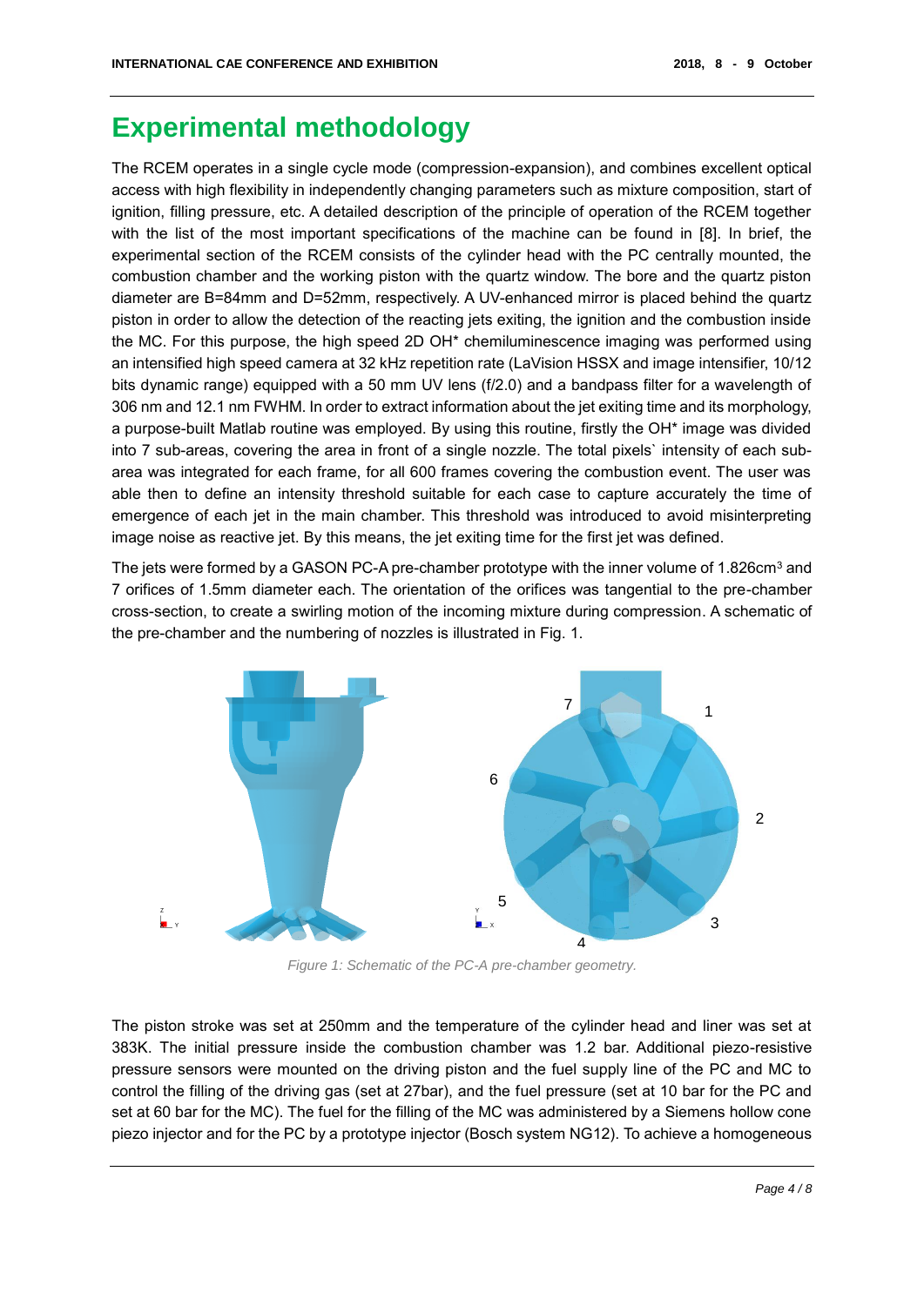# Experimental methodology

The RCEM operates in a single cycle mode (compression-expansion), and combines excellent optical access with high flexibility in independently changing parameters such as mixture composition, start of ignition, filling pressure, etc. A detailed description of the principle of operation of the RCEM together with the list of the most important specifications of the machine can be found in [8]. In brief, the experimental section of the RCEM consists of the cylinder head with the PC centrally mounted, the combustion chamber and the working piston with the quartz window. The bore and the quartz piston diameter are B=84mm and D=52mm, respectively. A UV-enhanced mirror is placed behind the quartz piston in order to allow the detection of the reacting jets exiting, the ignition and the combustion inside the MC. For this purpose, the high speed 2D OH* chemiluminescence imaging was performed using an intensified high speed camera at 32 kHz repetition rate (LaVision HSSX and image intensifier, 10/12 bits dynamic range) equipped with a 50 mm UV lens (f/2.0) and a bandpass filter for a wavelength of 306 nm and 12.1 nm FWHM. In order to extract information about the jet exiting time and its morphology, a purpose-built Matlab routine was employed. By using this routine, firstly the OH* image was divided into 7 sub-areas, covering the area in front of a single nozzle. The total pixels` intensity of each sub-area was integrated for each frame, for all 600 frames covering the combustion event. The user was able then to define an intensity threshold suitable for each case to capture accurately the time of emergence of each jet in the main chamber. This threshold was introduced to avoid misinterpreting image noise as reactive jet. By this means, the jet exiting time for the first jet was defined.

The jets were formed by a GASON PC-A pre-chamber prototype with the inner volume of 1.826cm$^3$ and 7 orifices of 1.5mm diameter each. The orientation of the orifices was tangential to the pre-chamber cross-section, to create a swirling motion of the incoming mixture during compression. A schematic of the pre-chamber and the numbering of nozzles is illustrated in Fig. 1.

*Figure 1: Schematic of the PC-A pre-chamber geometry.*

The piston stroke was set at 250mm and the temperature of the cylinder head and liner was set at 383K. The initial pressure inside the combustion chamber was 1.2 bar. Additional piezo-resistive pressure sensors were mounted on the driving piston and the fuel supply line of the PC and MC to control the filling of the driving gas (set at 27bar), and the fuel pressure (set at 10 bar for the PC and set at 60 bar for the MC). The fuel for the filling of the MC was administered by a Siemens hollow cone piezo injector and for the PC by a prototype injector (Bosch system NG12). To achieve a homogeneous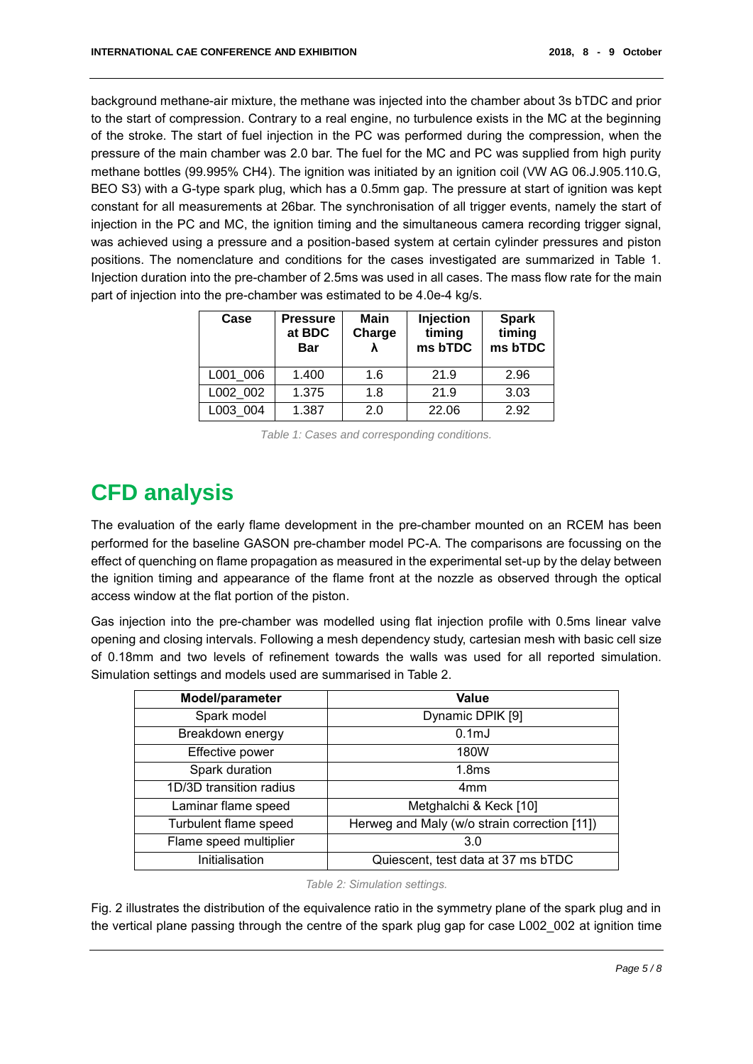background methane-air mixture, the methane was injected into the chamber about 3s bTDC and prior to the start of compression. Contrary to a real engine, no turbulence exists in the MC at the beginning of the stroke. The start of fuel injection in the PC was performed during the compression, when the pressure of the main chamber was 2.0 bar. The fuel for the MC and PC was supplied from high purity methane bottles (99.995% $CH_4$). The ignition was initiated by an ignition coil (VW AG 06.J.905.110.G, BEO S3) with a G-type spark plug, which has a 0.5mm gap. The pressure at start of ignition was kept constant for all measurements at 26bar. The synchronisation of all trigger events, namely the start of injection in the PC and MC, the ignition timing and the simultaneous camera recording trigger signal, was achieved using a pressure and a position-based system at certain cylinder pressures and piston positions. The nomenclature and conditions for the cases investigated are summarized in Table 1. Injection duration into the pre-chamber of 2.5ms was used in all cases. The mass flow rate for the main part of injection into the pre-chamber was estimated to be 4.0e-4 kg/s.

| Case | Pressure at BDC Bar | Main Charge λ | Injection timing ms bTDC | Spark timing ms bTDC |
|---|---|---|---|---|
| L001_006 | 1.400 | 1.6 | 21.9 | 2.96 |
| L002_002 | 1.375 | 1.8 | 21.9 | 3.03 |
| L003_004 | 1.387 | 2.0 | 22.06 | 2.92 |

*Table 1: Cases and corresponding conditions.*

# CFD analysis

The evaluation of the early flame development in the pre-chamber mounted on an RCEM has been performed for the baseline GASON pre-chamber model PC-A. The comparisons are focussing on the effect of quenching on flame propagation as measured in the experimental set-up by the delay between the ignition timing and appearance of the flame front at the nozzle as observed through the optical access window at the flat portion of the piston.

Gas injection into the pre-chamber was modelled using flat injection profile with 0.5ms linear valve opening and closing intervals. Following a mesh dependency study, cartesian mesh with basic cell size of 0.18mm and two levels of refinement towards the walls was used for all reported simulation. Simulation settings and models used are summarised in Table 2.

| Model/parameter | Value |
|---|---|
| Spark model | Dynamic DPIK [9] |
| Breakdown energy | 0.1mJ |
| Effective power | 180W |
| Spark duration | 1.8ms |
| 1D/3D transition radius | 4mm |
| Laminar flame speed | Metghalchi & Keck [10] |
| Turbulent flame speed | Herweg and Maly (w/o strain correction [11]) |
| Flame speed multiplier | 3.0 |
| Initialisation | Quiescent, test data at 37 ms bTDC |

*Table 2: Simulation settings.*

Fig. 2 illustrates the distribution of the equivalence ratio in the symmetry plane of the spark plug and in the vertical plane passing through the centre of the spark plug gap for case L002_002 at ignition time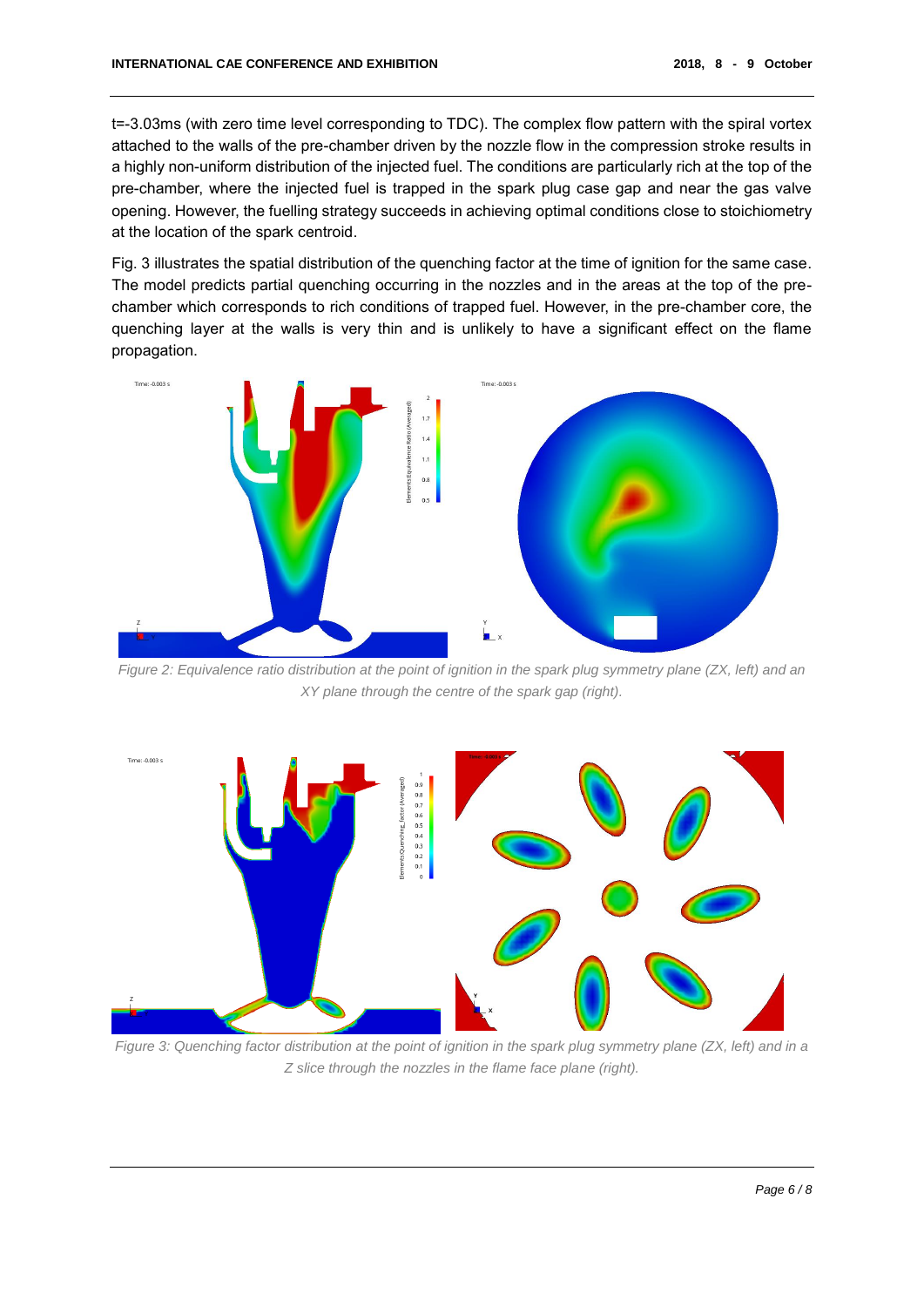t=-3.03ms (with zero time level corresponding to TDC). The complex flow pattern with the spiral vortex attached to the walls of the pre-chamber driven by the nozzle flow in the compression stroke results in a highly non-uniform distribution of the injected fuel. The conditions are particularly rich at the top of the pre-chamber, where the injected fuel is trapped in the spark plug case gap and near the gas valve opening. However, the fuelling strategy succeeds in achieving optimal conditions close to stoichiometry at the location of the spark centroid.

Fig. 3 illustrates the spatial distribution of the quenching factor at the time of ignition for the same case. The model predicts partial quenching occurring in the nozzles and in the areas at the top of the pre-chamber which corresponds to rich conditions of trapped fuel. However, in the pre-chamber core, the quenching layer at the walls is very thin and is unlikely to have a significant effect on the flame propagation.

*Figure 2: Equivalence ratio distribution at the point of ignition in the spark plug symmetry plane (ZX, left) and an XY plane through the centre of the spark gap (right).*

*Figure 3: Quenching factor distribution at the point of ignition in the spark plug symmetry plane (ZX, left) and in a Z slice through the nozzles in the flame face plane (right).*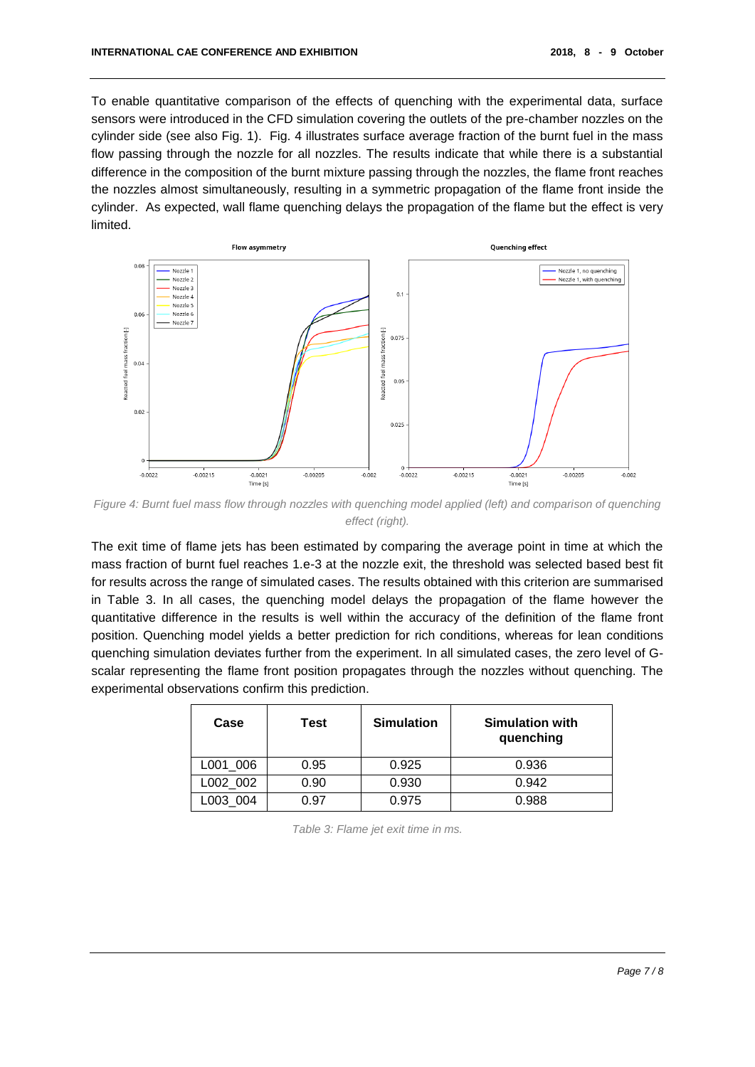To enable quantitative comparison of the effects of quenching with the experimental data, surface sensors were introduced in the CFD simulation covering the outlets of the pre-chamber nozzles on the cylinder side (see also Fig. 1). Fig. 4 illustrates surface average fraction of the burnt fuel in the mass flow passing through the nozzle for all nozzles. The results indicate that while there is a substantial difference in the composition of the burnt mixture passing through the nozzles, the flame front reaches the nozzles almost simultaneously, resulting in a symmetric propagation of the flame front inside the cylinder. As expected, wall flame quenching delays the propagation of the flame but the effect is very limited.

*Figure 4: Burnt fuel mass flow through nozzles with quenching model applied (left) and comparison of quenching effect (right).*

The exit time of flame jets has been estimated by comparing the average point in time at which the mass fraction of burnt fuel reaches 1.e-3 at the nozzle exit, the threshold was selected based best fit for results across the range of simulated cases. The results obtained with this criterion are summarised in Table 3. In all cases, the quenching model delays the propagation of the flame however the quantitative difference in the results is well within the accuracy of the definition of the flame front position. Quenching model yields a better prediction for rich conditions, whereas for lean conditions quenching simulation deviates further from the experiment. In all simulated cases, the zero level of G-scalar representing the flame front position propagates through the nozzles without quenching. The experimental observations confirm this prediction.

| Case | Test | Simulation | Simulation with quenching |
|---|---|---|---|
| L001_006 | 0.95 | 0.925 | 0.936 |
| L002_002 | 0.90 | 0.930 | 0.942 |
| L003_004 | 0.97 | 0.975 | 0.988 |

*Table 3: Flame jet exit time in ms.*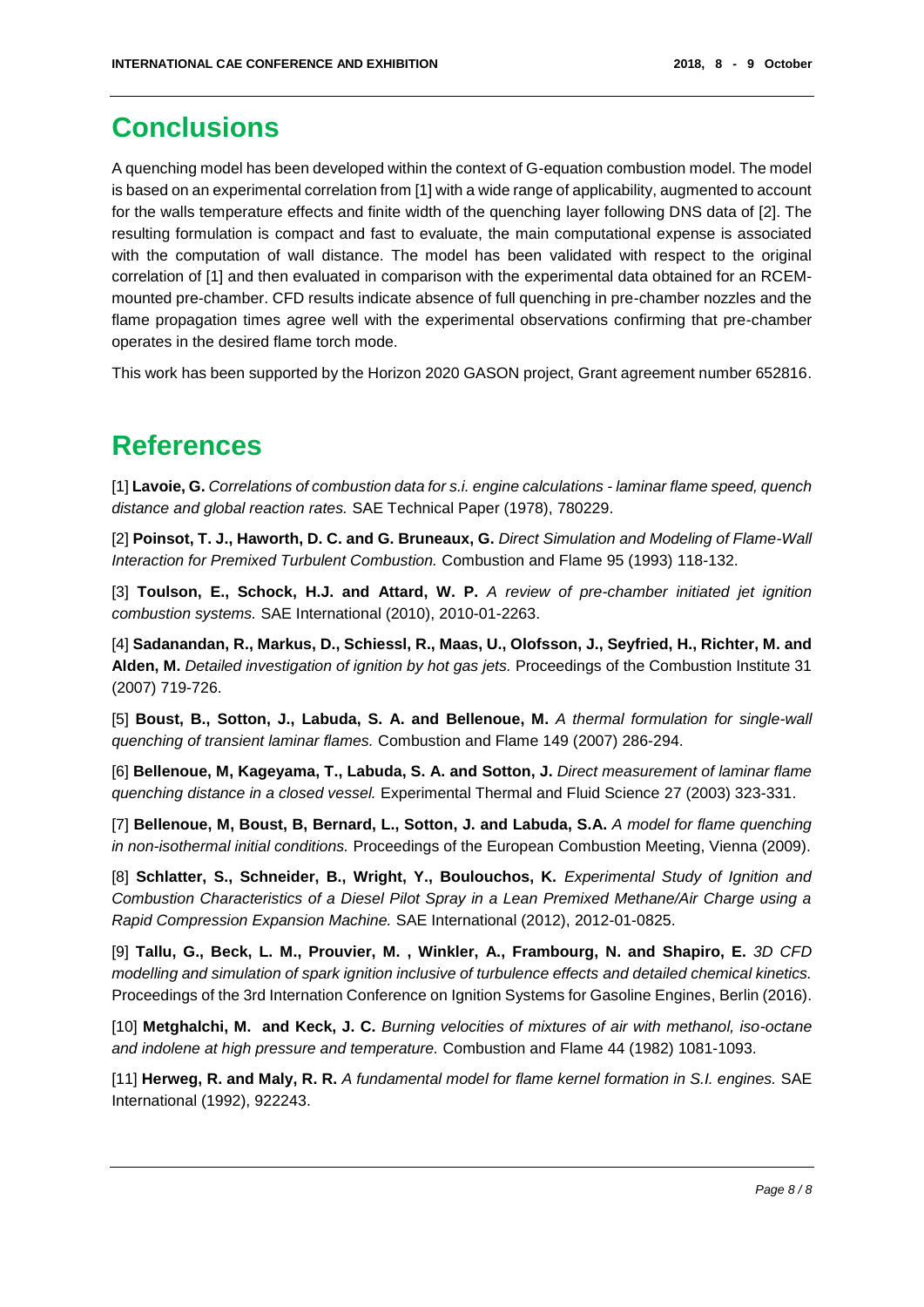# Conclusions

A quenching model has been developed within the context of G-equation combustion model. The model is based on an experimental correlation from [1] with a wide range of applicability, augmented to account for the walls temperature effects and finite width of the quenching layer following DNS data of [2]. The resulting formulation is compact and fast to evaluate, the main computational expense is associated with the computation of wall distance. The model has been validated with respect to the original correlation of [1] and then evaluated in comparison with the experimental data obtained for an RCEM-mounted pre-chamber. CFD results indicate absence of full quenching in pre-chamber nozzles and the flame propagation times agree well with the experimental observations confirming that pre-chamber operates in the desired flame torch mode.

This work has been supported by the Horizon 2020 GASON project, Grant agreement number 652816.

# References

[1] **Lavoie, G.** *Correlations of combustion data for s.i. engine calculations - laminar flame speed, quench distance and global reaction rates.* SAE Technical Paper (1978), 780229.

[2] **Poinsot, T. J., Haworth, D. C. and G. Bruneaux, G.** *Direct Simulation and Modeling of Flame-Wall Interaction for Premixed Turbulent Combustion.* Combustion and Flame 95 (1993) 118-132.

[3] **Toulson, E., Schock, H.J. and Attard, W. P.** *A review of pre-chamber initiated jet ignition combustion systems.* SAE International (2010), 2010-01-2263.

[4] **Sadanandan, R., Markus, D., Schiessl, R., Maas, U., Olofsson, J., Seyfried, H., Richter, M. and Alden, M.** *Detailed investigation of ignition by hot gas jets.* Proceedings of the Combustion Institute 31 (2007) 719-726.

[5] **Boust, B., Sotton, J., Labuda, S. A. and Bellenoue, M.** *A thermal formulation for single-wall quenching of transient laminar flames.* Combustion and Flame 149 (2007) 286-294.

[6] **Bellenoue, M, Kageyama, T., Labuda, S. A. and Sotton, J.** *Direct measurement of laminar flame quenching distance in a closed vessel.* Experimental Thermal and Fluid Science 27 (2003) 323-331.

[7] **Bellenoue, M, Boust, B, Bernard, L., Sotton, J. and Labuda, S.A.** *A model for flame quenching in non-isothermal initial conditions.* Proceedings of the European Combustion Meeting, Vienna (2009).

[8] **Schlatter, S., Schneider, B., Wright, Y., Boulouchos, K.** *Experimental Study of Ignition and Combustion Characteristics of a Diesel Pilot Spray in a Lean Premixed Methane/Air Charge using a Rapid Compression Expansion Machine.* SAE International (2012), 2012-01-0825.

[9] **Tallu, G., Beck, L. M., Prouvier, M. , Winkler, A., Frambourg, N. and Shapiro, E.** *3D CFD modelling and simulation of spark ignition inclusive of turbulence effects and detailed chemical kinetics.* Proceedings of the 3rd Internation Conference on Ignition Systems for Gasoline Engines, Berlin (2016).

[10] **Metghalchi, M. and Keck, J. C.** *Burning velocities of mixtures of air with methanol, iso-octane and indolene at high pressure and temperature.* Combustion and Flame 44 (1982) 1081-1093.

[11] **Herweg, R. and Maly, R. R.** *A fundamental model for flame kernel formation in S.I. engines.* SAE International (1992), 922243.